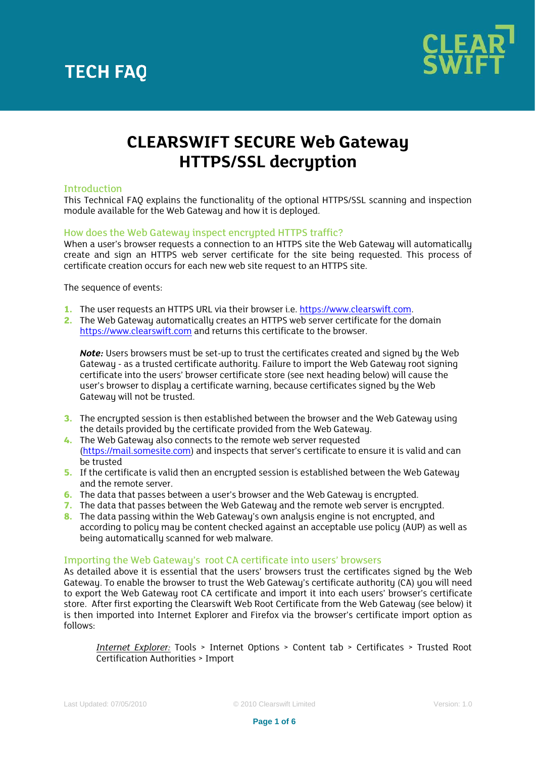# TECH FAQ

# CLEARSWIFT SECURE Web Gateway HTTPS/SSL decryption

## Introduction

This Technical FAQ explains the functionality of the optional HTTPS/SSL scanning and inspection module available for the Web Gateway and how it is deployed.

## How does the Web Gateway inspect encrypted HTTPS traffic?

When a user's browser requests a connection to an HTTPS site the Web Gateway will automatically create and sign an HTTPS web server certificate for the site being requested. This process of certificate creation occurs for each new web site request to an HTTPS site.

The sequence of events:

1. The user requests an HTTPS URL via their browser i.e. https://www.clearswift.com.
2. The Web Gateway automatically creates an HTTPS web server certificate for the domain https://www.clearswift.com and returns this certificate to the browser.

   ***Note:*** Users browsers must be set-up to trust the certificates created and signed by the Web Gateway - as a trusted certificate authority. Failure to import the Web Gateway root signing certificate into the users' browser certificate store (see next heading below) will cause the user's browser to display a certificate warning, because certificates signed by the Web Gateway will not be trusted.

3. The encrypted session is then established between the browser and the Web Gateway using the details provided by the certificate provided from the Web Gateway.
4. The Web Gateway also connects to the remote web server requested (https://mail.somesite.com) and inspects that server's certificate to ensure it is valid and can be trusted
5. If the certificate is valid then an encrypted session is established between the Web Gateway and the remote server.
6. The data that passes between a user's browser and the Web Gateway is encrypted.
7. The data that passes between the Web Gateway and the remote web server is encrypted.
8. The data passing within the Web Gateway's own analysis engine is not encrypted, and according to policy may be content checked against an acceptable use policy (AUP) as well as being automatically scanned for web malware.

## Importing the Web Gateway's root CA certificate into users' browsers

As detailed above it is essential that the users' browsers trust the certificates signed by the Web Gateway. To enable the browser to trust the Web Gateway's certificate authority (CA) you will need to export the Web Gateway root CA certificate and import it into each users' browser's certificate store. After first exporting the Clearswift Web Root Certificate from the Web Gateway (see below) it is then imported into Internet Explorer and Firefox via the browser's certificate import option as follows:

> *Internet Explorer:* Tools > Internet Options > Content tab > Certificates > Trusted Root Certification Authorities > Import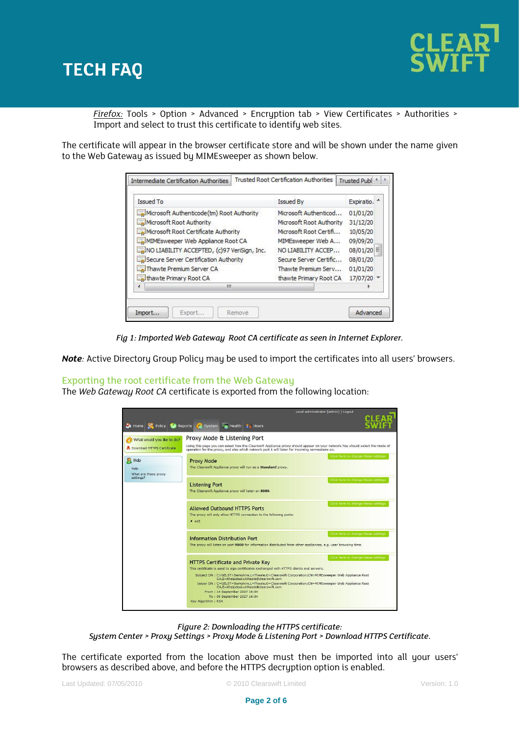*Firefox:* Tools > Option > Advanced > Encryption tab > View Certificates > Authorities > Import and select to trust this certificate to identify web sites.

The certificate will appear in the browser certificate store and will be shown under the name given to the Web Gateway as issued by MIMEsweeper as shown below.

*Fig 1: Imported Web Gateway Root CA certificate as seen in Internet Explorer.*

***Note**:* Active Directory Group Policy may be used to import the certificates into all users' browsers.

## Exporting the root certificate from the Web Gateway

The *Web Gateway Root CA* certificate is exported from the following location:

*Figure 2: Downloading the HTTPS certificate:*
*System Center > Proxy Settings > Proxy Mode & Listening Port > Download HTTPS Certificate.*

The certificate exported from the location above must then be imported into all your users' browsers as described above, and before the HTTPS decryption option is enabled.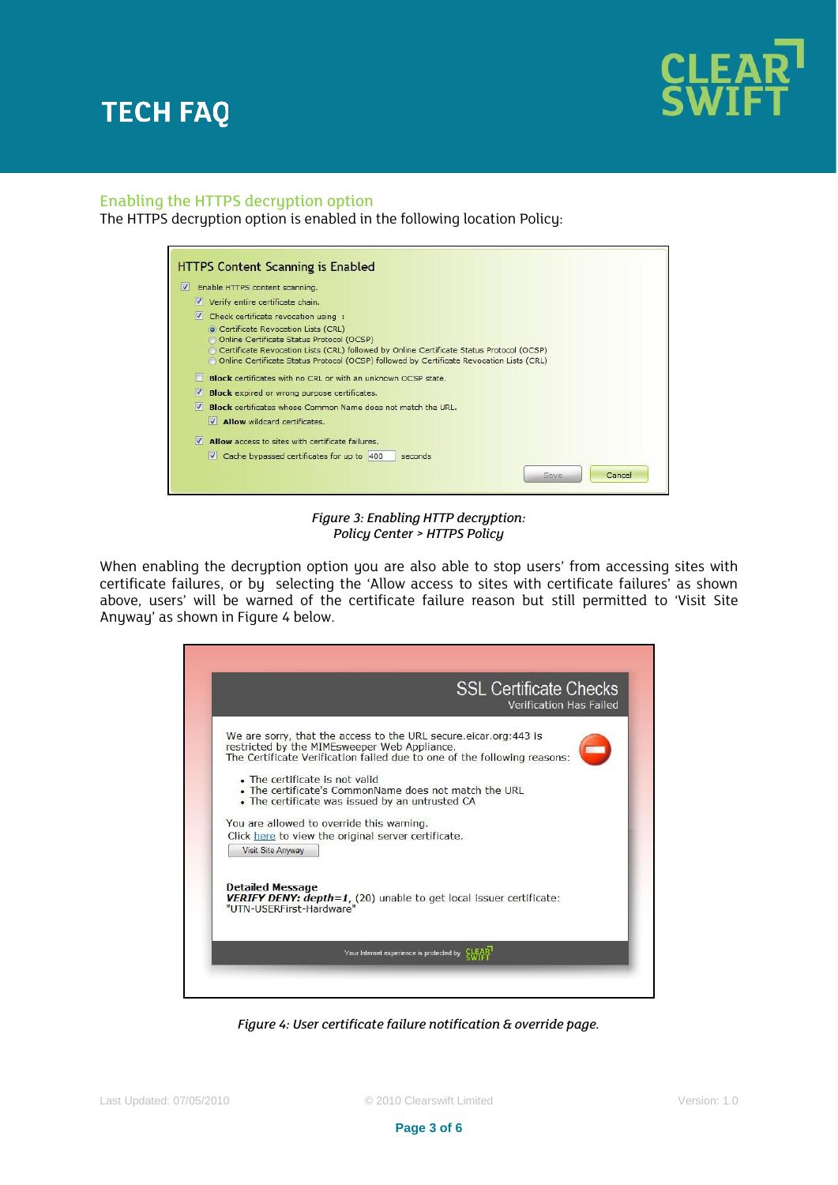## Enabling the HTTPS decryption option

The HTTPS decryption option is enabled in the following location Policy:

*Figure 3: Enabling HTTP decryption:*
*Policy Center > HTTPS Policy*

When enabling the decryption option you are also able to stop users' from accessing sites with certificate failures, or by selecting the 'Allow access to sites with certificate failures' as shown above, users' will be warned of the certificate failure reason but still permitted to 'Visit Site Anyway' as shown in Figure 4 below.

*Figure 4: User certificate failure notification & override page.*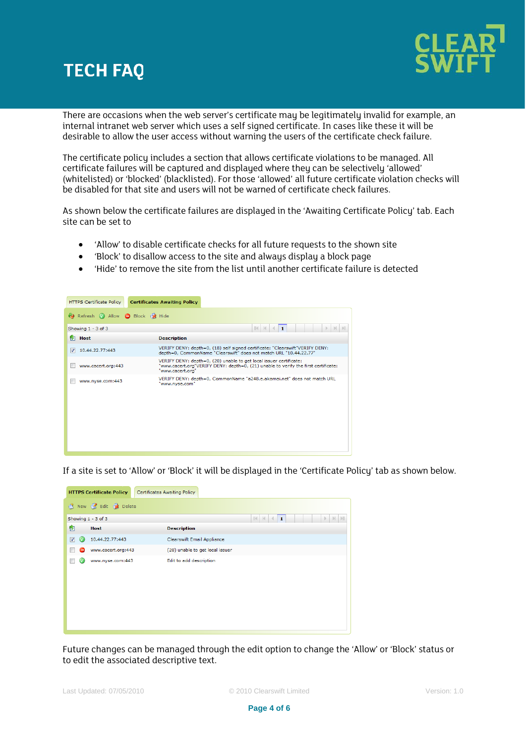There are occasions when the web server's certificate may be legitimately invalid for example, an internal intranet web server which uses a self signed certificate. In cases like these it will be desirable to allow the user access without warning the users of the certificate check failure.

The certificate policy includes a section that allows certificate violations to be managed. All certificate failures will be captured and displayed where they can be selectively 'allowed' (whitelisted) or 'blocked' (blacklisted). For those 'allowed' all future certificate violation checks will be disabled for that site and users will not be warned of certificate check failures.

As shown below the certificate failures are displayed in the 'Awaiting Certificate Policy' tab. Each site can be set to

- 'Allow' to disable certificate checks for all future requests to the shown site
- 'Block' to disallow access to the site and always display a block page
- 'Hide' to remove the site from the list until another certificate failure is detected

HTTPS Certificate Policy | **Certificates Awaiting Policy**

Refresh | Allow | Block | Hide

Showing 1 - 3 of 3

| | Host | Description |
|---|---|---|
| ☑ | 10.44.22.77:443 | VERIFY DENY: depth=0, (18) self signed certificate: "Clearswift"VERIFY DENY: depth=0, CommonName "Clearswift" does not match URL "10.44.22.77" |
| ☐ | www.cacert.org:443 | VERIFY DENY: depth=0, (20) unable to get local issuer certificate: "www.cacert.org"VERIFY DENY: depth=0, (21) unable to verify the first certificate: "www.cacert.org" |
| ☐ | www.nyse.com:443 | VERIFY DENY: depth=0, CommonName "a248.e.akamai.net" does not match URL "www.nyse.com" |

If a site is set to 'Allow' or 'Block' it will be displayed in the 'Certificate Policy' tab as shown below.

**HTTPS Certificate Policy** | Certificates Awaiting Policy

New | Edit | Delete

Showing 1 - 3 of 3

| | | Host | Description |
|---|---|---|---|
| ☑ | Allow | 10.44.22.77:443 | Clearswift Email Appliance |
| ☐ | Block | www.cacert.org:443 | (20) unable to get local issuer |
| ☐ | Allow | www.nyse.com:443 | Edit to add description |

Future changes can be managed through the edit option to change the 'Allow' or 'Block' status or to edit the associated descriptive text.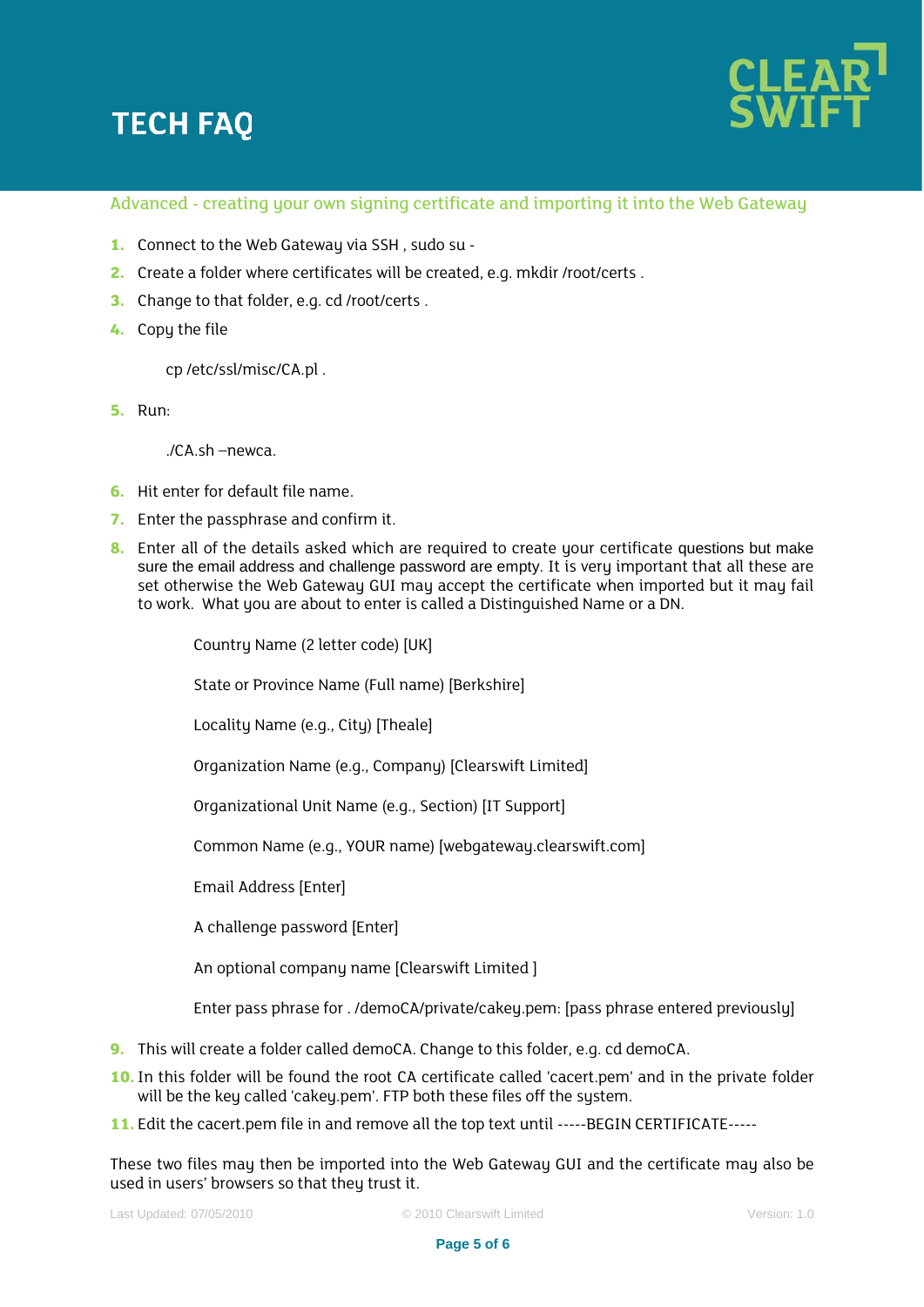## Advanced - creating your own signing certificate and importing it into the Web Gateway

1. Connect to the Web Gateway via SSH , sudo su -
2. Create a folder where certificates will be created, e.g. mkdir /root/certs .
3. Change to that folder, e.g. cd /root/certs .
4. Copy the file

   cp /etc/ssl/misc/CA.pl .

5. Run:

   ./CA.sh –newca.

6. Hit enter for default file name.
7. Enter the passphrase and confirm it.
8. Enter all of the details asked which are required to create your certificate questions but make sure the email address and challenge password are empty. It is very important that all these are set otherwise the Web Gateway GUI may accept the certificate when imported but it may fail to work. What you are about to enter is called a Distinguished Name or a DN.

   Country Name (2 letter code) [UK]

   State or Province Name (Full name) [Berkshire]

   Locality Name (e.g., City) [Theale]

   Organization Name (e.g., Company) [Clearswift Limited]

   Organizational Unit Name (e.g., Section) [IT Support]

   Common Name (e.g., YOUR name) [webgateway.clearswift.com]

   Email Address [Enter]

   A challenge password [Enter]

   An optional company name [Clearswift Limited ]

   Enter pass phrase for . /demoCA/private/cakey.pem: [pass phrase entered previously]

9. This will create a folder called demoCA. Change to this folder, e.g. cd demoCA.
10. In this folder will be found the root CA certificate called 'cacert.pem' and in the private folder will be the key called 'cakey.pem'. FTP both these files off the system.
11. Edit the cacert.pem file in and remove all the top text until -----BEGIN CERTIFICATE-----

These two files may then be imported into the Web Gateway GUI and the certificate may also be used in users' browsers so that they trust it.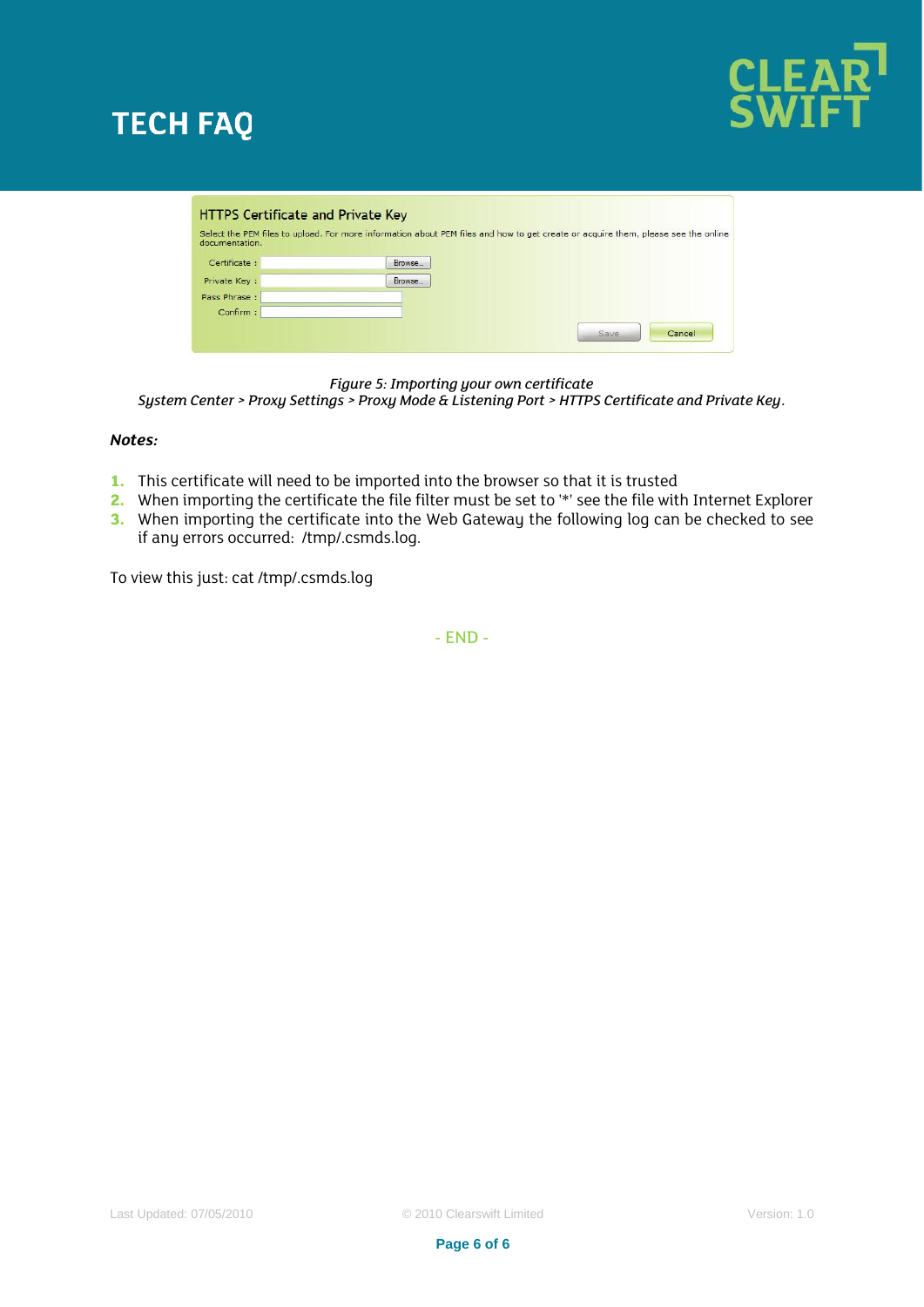HTTPS Certificate and Private Key

Select the PEM files to upload. For more information about PEM files and how to get create or acquire them, please see the online documentation.

Certificate :

Private Key :

Pass Phrase :

Confirm :

Save Cancel

*Figure 5: Importing your own certificate*
*System Center > Proxy Settings > Proxy Mode & Listening Port > HTTPS Certificate and Private Key.*

***Notes:***

1. This certificate will need to be imported into the browser so that it is trusted
2. When importing the certificate the file filter must be set to '*' see the file with Internet Explorer
3. When importing the certificate into the Web Gateway the following log can be checked to see if any errors occurred: /tmp/.csmds.log.

To view this just: cat /tmp/.csmds.log

- END -

Last Updated: 07/05/2010 © 2010 Clearswift Limited Version: 1.0